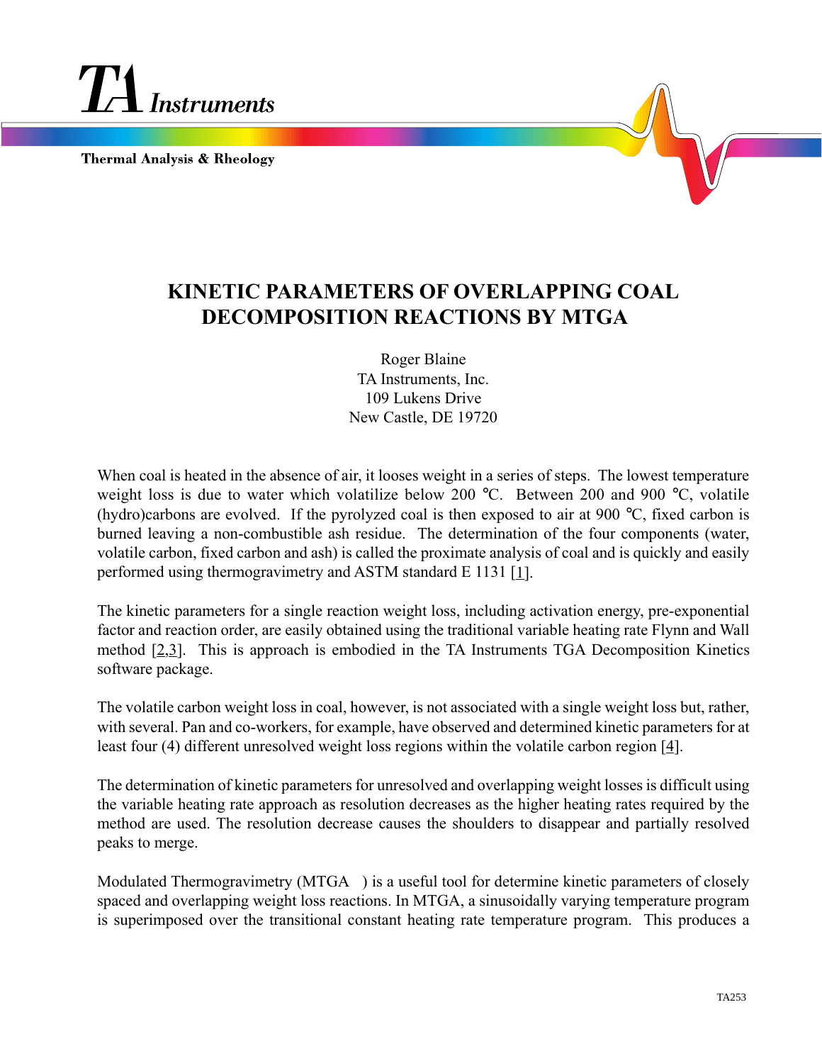# KINETIC PARAMETERS OF OVERLAPPING COAL DECOMPOSITION REACTIONS BY MTGA

Roger Blaine
TA Instruments, Inc.
109 Lukens Drive
New Castle, DE 19720

When coal is heated in the absence of air, it looses weight in a series of steps. The lowest temperature weight loss is due to water which volatilize below 200 °C. Between 200 and 900 °C, volatile (hydro)carbons are evolved. If the pyrolyzed coal is then exposed to air at 900 °C, fixed carbon is burned leaving a non-combustible ash residue. The determination of the four components (water, volatile carbon, fixed carbon and ash) is called the proximate analysis of coal and is quickly and easily performed using thermogravimetry and ASTM standard E 1131 [1].

The kinetic parameters for a single reaction weight loss, including activation energy, pre-exponential factor and reaction order, are easily obtained using the traditional variable heating rate Flynn and Wall method [2,3]. This is approach is embodied in the TA Instruments TGA Decomposition Kinetics software package.

The volatile carbon weight loss in coal, however, is not associated with a single weight loss but, rather, with several. Pan and co-workers, for example, have observed and determined kinetic parameters for at least four (4) different unresolved weight loss regions within the volatile carbon region [4].

The determination of kinetic parameters for unresolved and overlapping weight losses is difficult using the variable heating rate approach as resolution decreases as the higher heating rates required by the method are used. The resolution decrease causes the shoulders to disappear and partially resolved peaks to merge.

Modulated Thermogravimetry (MTGA ) is a useful tool for determine kinetic parameters of closely spaced and overlapping weight loss reactions. In MTGA, a sinusoidally varying temperature program is superimposed over the transitional constant heating rate temperature program. This produces a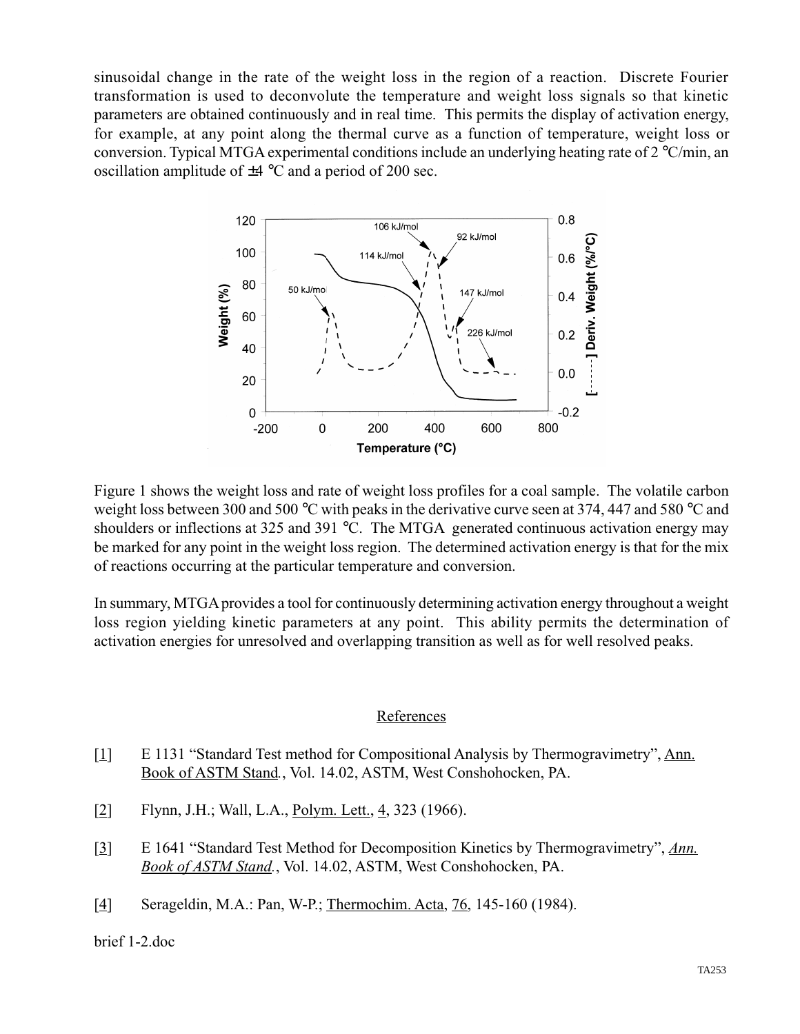sinusoidal change in the rate of the weight loss in the region of a reaction. Discrete Fourier transformation is used to deconvolute the temperature and weight loss signals so that kinetic parameters are obtained continuously and in real time. This permits the display of activation energy, for example, at any point along the thermal curve as a function of temperature, weight loss or conversion. Typical MTGA experimental conditions include an underlying heating rate of 2 °C/min, an oscillation amplitude of ±4 °C and a period of 200 sec.

106 kJ/mol
92 kJ/mol
114 kJ/mol
50 kJ/mol
147 kJ/mol
226 kJ/mol
Weight (%)
[- - - - - -] Deriv. Weight (%/°C)
Temperature (°C)
120
100
80
60
40
20
0
0.8
0.6
0.4
0.2
0.0
-0.2
-200
0
200
400
600
800

Figure 1 shows the weight loss and rate of weight loss profiles for a coal sample. The volatile carbon weight loss between 300 and 500 °C with peaks in the derivative curve seen at 374, 447 and 580 °C and shoulders or inflections at 325 and 391 °C. The MTGA generated continuous activation energy may be marked for any point in the weight loss region. The determined activation energy is that for the mix of reactions occurring at the particular temperature and conversion.

In summary, MTGA provides a tool for continuously determining activation energy throughout a weight loss region yielding kinetic parameters at any point. This ability permits the determination of activation energies for unresolved and overlapping transition as well as for well resolved peaks.

## References

[1] E 1131 "Standard Test method for Compositional Analysis by Thermogravimetry", Ann. Book of ASTM Stand., Vol. 14.02, ASTM, West Conshohocken, PA.

[2] Flynn, J.H.; Wall, L.A., Polym. Lett., 4, 323 (1966).

[3] E 1641 "Standard Test Method for Decomposition Kinetics by Thermogravimetry", *Ann. Book of ASTM Stand.*, Vol. 14.02, ASTM, West Conshohocken, PA.

[4] Serageldin, M.A.: Pan, W-P.; Thermochim. Acta, 76, 145-160 (1984).

brief 1-2.doc

TA253